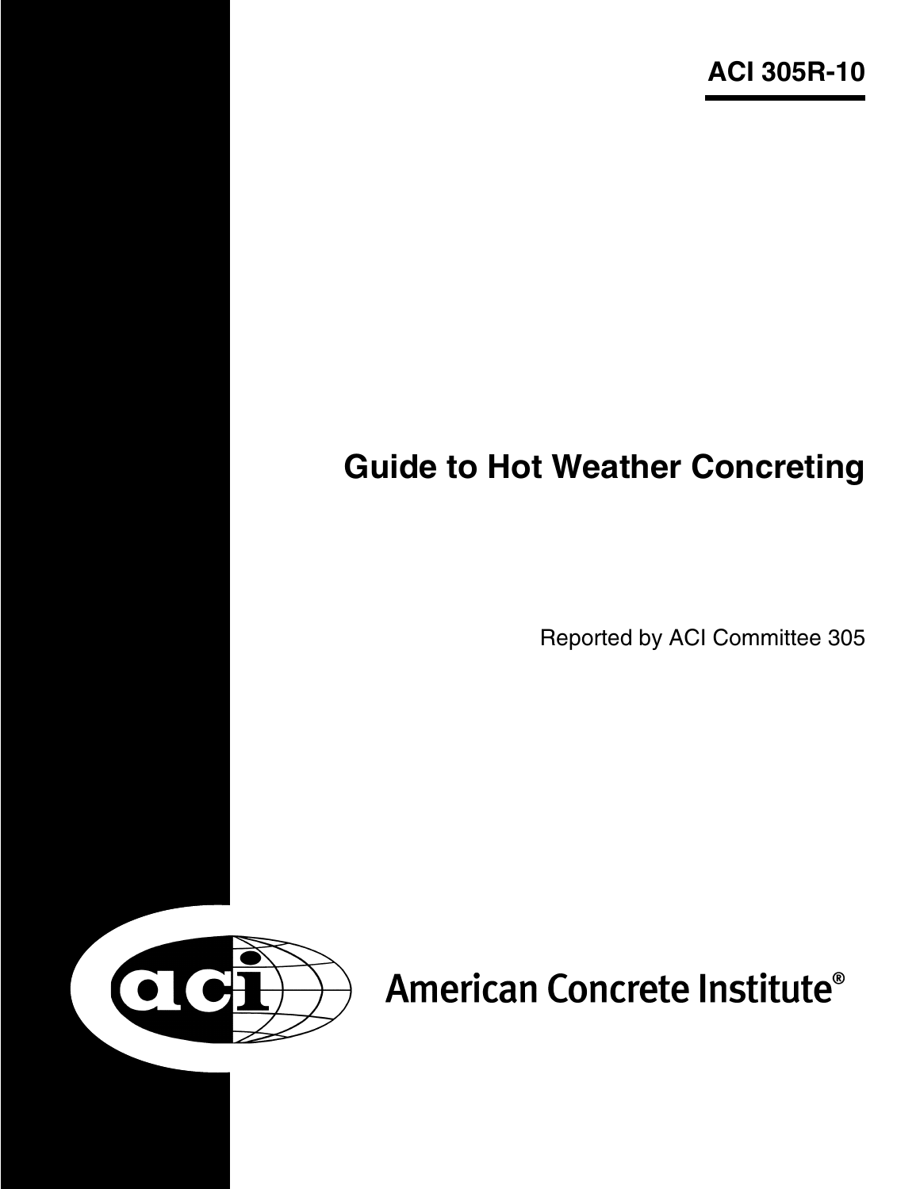**ACI 305R-10**

# Guide to Hot Weather Concreting

Reported by ACI Committee 305

American Concrete Institute®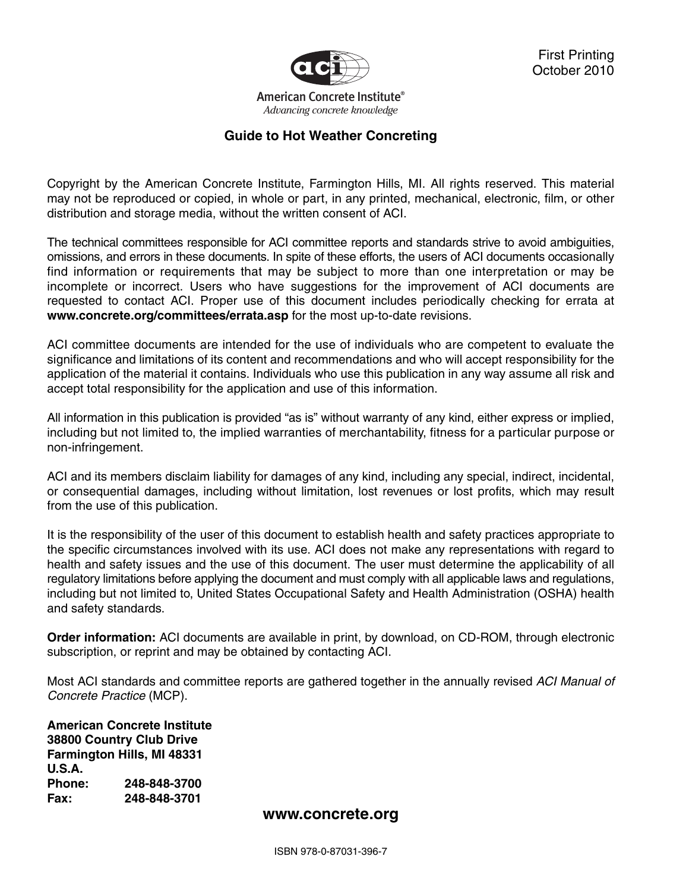First Printing
October 2010

American Concrete Institute®
*Advancing concrete knowledge*

## Guide to Hot Weather Concreting

Copyright by the American Concrete Institute, Farmington Hills, MI. All rights reserved. This material may not be reproduced or copied, in whole or part, in any printed, mechanical, electronic, film, or other distribution and storage media, without the written consent of ACI.

The technical committees responsible for ACI committee reports and standards strive to avoid ambiguities, omissions, and errors in these documents. In spite of these efforts, the users of ACI documents occasionally find information or requirements that may be subject to more than one interpretation or may be incomplete or incorrect. Users who have suggestions for the improvement of ACI documents are requested to contact ACI. Proper use of this document includes periodically checking for errata at **www.concrete.org/committees/errata.asp** for the most up-to-date revisions.

ACI committee documents are intended for the use of individuals who are competent to evaluate the significance and limitations of its content and recommendations and who will accept responsibility for the application of the material it contains. Individuals who use this publication in any way assume all risk and accept total responsibility for the application and use of this information.

All information in this publication is provided "as is" without warranty of any kind, either express or implied, including but not limited to, the implied warranties of merchantability, fitness for a particular purpose or non-infringement.

ACI and its members disclaim liability for damages of any kind, including any special, indirect, incidental, or consequential damages, including without limitation, lost revenues or lost profits, which may result from the use of this publication.

It is the responsibility of the user of this document to establish health and safety practices appropriate to the specific circumstances involved with its use. ACI does not make any representations with regard to health and safety issues and the use of this document. The user must determine the applicability of all regulatory limitations before applying the document and must comply with all applicable laws and regulations, including but not limited to, United States Occupational Safety and Health Administration (OSHA) health and safety standards.

**Order information:** ACI documents are available in print, by download, on CD-ROM, through electronic subscription, or reprint and may be obtained by contacting ACI.

Most ACI standards and committee reports are gathered together in the annually revised *ACI Manual of Concrete Practice* (MCP).

**American Concrete Institute**
**38800 Country Club Drive**
**Farmington Hills, MI 48331**
**U.S.A.**
**Phone: 248-848-3700**
**Fax: 248-848-3701**

**www.concrete.org**

ISBN 978-0-87031-396-7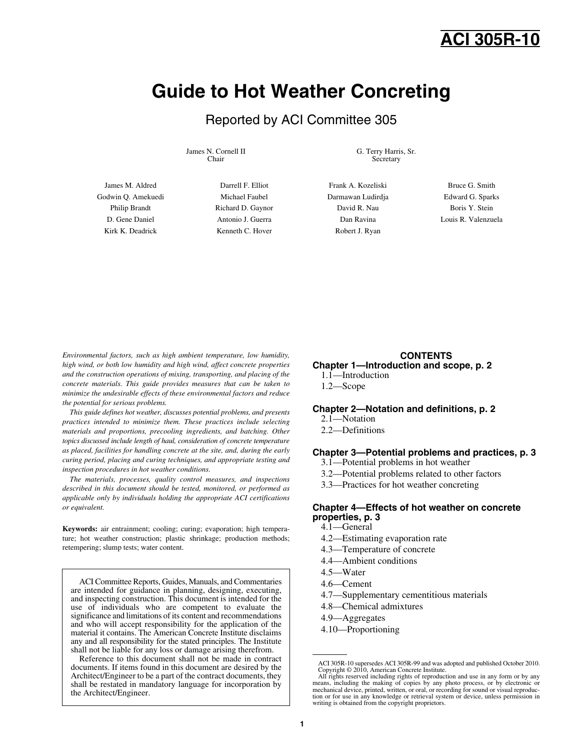# ACI 305R-10

# Guide to Hot Weather Concreting

## Reported by ACI Committee 305

James N. Cornell II
Chair

G. Terry Harris, Sr.
Secretary

James M. Aldred, Godwin Q. Amekuedi, Philip Brandt, D. Gene Daniel, Kirk K. Deadrick, Darrell F. Elliot, Michael Faubel, Richard D. Gaynor, Antonio J. Guerra, Kenneth C. Hover, Frank A. Kozeliski, Darmawan Ludirdja, David R. Nau, Dan Ravina, Robert J. Ryan, Bruce G. Smith, Edward G. Sparks, Boris Y. Stein, Louis R. Valenzuela

*Environmental factors, such as high ambient temperature, low humidity, high wind, or both low humidity and high wind, affect concrete properties and the construction operations of mixing, transporting, and placing of the concrete materials. This guide provides measures that can be taken to minimize the undesirable effects of these environmental factors and reduce the potential for serious problems.*

*This guide defines hot weather, discusses potential problems, and presents practices intended to minimize them. These practices include selecting materials and proportions, precooling ingredients, and batching. Other topics discussed include length of haul, consideration of concrete temperature as placed, facilities for handling concrete at the site, and, during the early curing period, placing and curing techniques, and appropriate testing and inspection procedures in hot weather conditions.*

*The materials, processes, quality control measures, and inspections described in this document should be tested, monitored, or performed as applicable only by individuals holding the appropriate ACI certifications or equivalent.*

**Keywords:** air entrainment; cooling; curing; evaporation; high temperature; hot weather construction; plastic shrinkage; production methods; retempering; slump tests; water content.

> ACI Committee Reports, Guides, Manuals, and Commentaries are intended for guidance in planning, designing, executing, and inspecting construction. This document is intended for the use of individuals who are competent to evaluate the significance and limitations of its content and recommendations and who will accept responsibility for the application of the material it contains. The American Concrete Institute disclaims any and all responsibility for the stated principles. The Institute shall not be liable for any loss or damage arising therefrom.
>
> Reference to this document shall not be made in contract documents. If items found in this document are desired by the Architect/Engineer to be a part of the contract documents, they shall be restated in mandatory language for incorporation by the Architect/Engineer.

## CONTENTS

**Chapter 1—Introduction and scope, p. 2**
- 1.1—Introduction
- 1.2—Scope

**Chapter 2—Notation and definitions, p. 2**
- 2.1—Notation
- 2.2—Definitions

**Chapter 3—Potential problems and practices, p. 3**
- 3.1—Potential problems in hot weather
- 3.2—Potential problems related to other factors
- 3.3—Practices for hot weather concreting

**Chapter 4—Effects of hot weather on concrete properties, p. 3**
- 4.1—General
- 4.2—Estimating evaporation rate
- 4.3—Temperature of concrete
- 4.4—Ambient conditions
- 4.5—Water
- 4.6—Cement
- 4.7—Supplementary cementitious materials
- 4.8—Chemical admixtures
- 4.9—Aggregates
- 4.10—Proportioning

ACI 305R-10 supersedes ACI 305R-99 and was adopted and published October 2010.
Copyright © 2010, American Concrete Institute.
All rights reserved including rights of reproduction and use in any form or by any means, including the making of copies by any photo process, or by electronic or mechanical device, printed, written, or oral, or recording for sound or visual reproduction or for use in any knowledge or retrieval system or device, unless permission in writing is obtained from the copyright proprietors.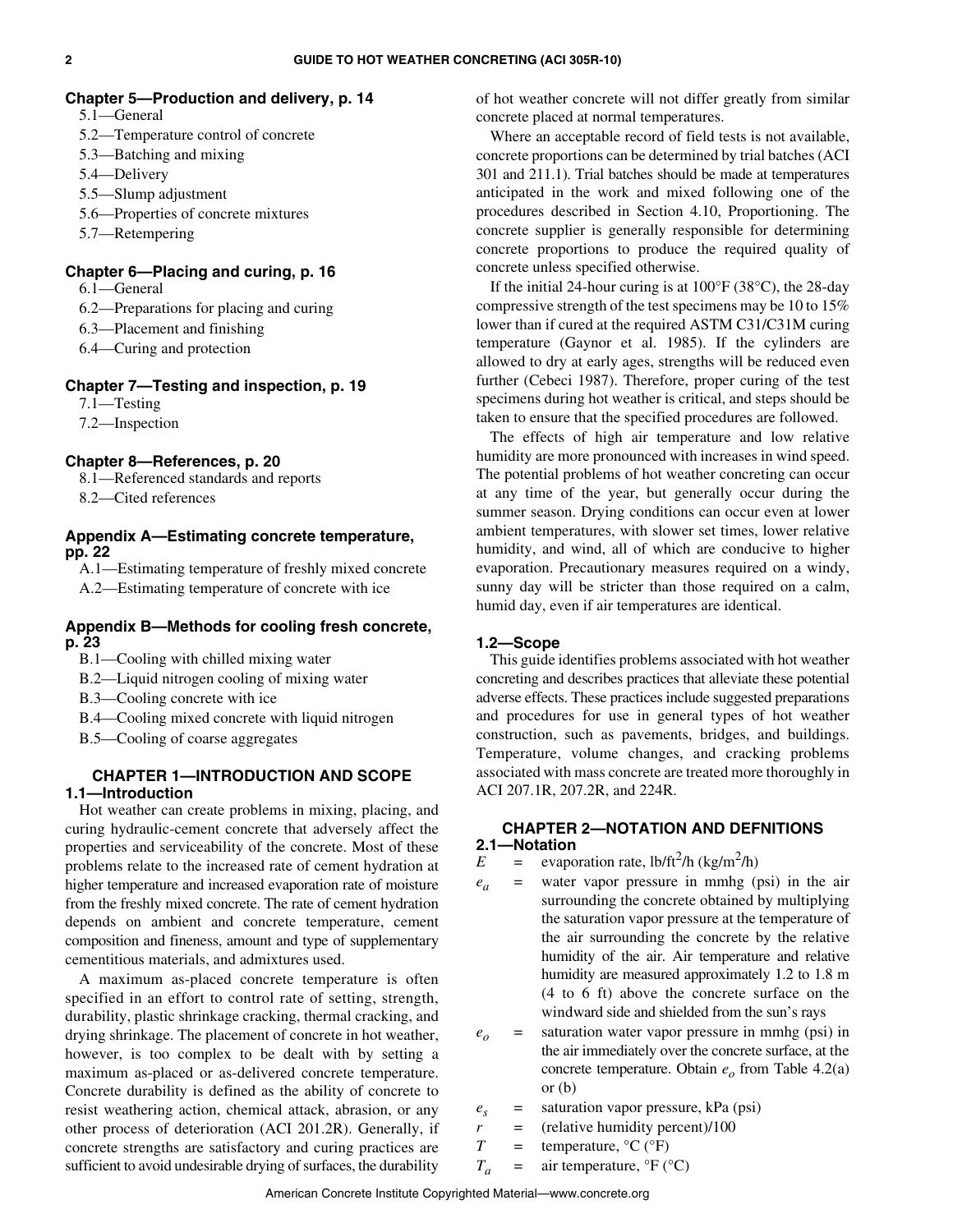## Chapter 5—Production and delivery, p. 14

5.1—General

5.2—Temperature control of concrete

5.3—Batching and mixing

5.4—Delivery

5.5—Slump adjustment

5.6—Properties of concrete mixtures

5.7—Retempering

## Chapter 6—Placing and curing, p. 16

6.1—General

6.2—Preparations for placing and curing

6.3—Placement and finishing

6.4—Curing and protection

## Chapter 7—Testing and inspection, p. 19

7.1—Testing

7.2—Inspection

## Chapter 8—References, p. 20

8.1—Referenced standards and reports

8.2—Cited references

## Appendix A—Estimating concrete temperature, pp. 22

A.1—Estimating temperature of freshly mixed concrete

A.2—Estimating temperature of concrete with ice

## Appendix B—Methods for cooling fresh concrete, p. 23

B.1—Cooling with chilled mixing water

B.2—Liquid nitrogen cooling of mixing water

B.3—Cooling concrete with ice

B.4—Cooling mixed concrete with liquid nitrogen

B.5—Cooling of coarse aggregates

# CHAPTER 1—INTRODUCTION AND SCOPE

## 1.1—Introduction

Hot weather can create problems in mixing, placing, and curing hydraulic-cement concrete that adversely affect the properties and serviceability of the concrete. Most of these problems relate to the increased rate of cement hydration at higher temperature and increased evaporation rate of moisture from the freshly mixed concrete. The rate of cement hydration depends on ambient and concrete temperature, cement composition and fineness, amount and type of supplementary cementitious materials, and admixtures used.

A maximum as-placed concrete temperature is often specified in an effort to control rate of setting, strength, durability, plastic shrinkage cracking, thermal cracking, and drying shrinkage. The placement of concrete in hot weather, however, is too complex to be dealt with by setting a maximum as-placed or as-delivered concrete temperature. Concrete durability is defined as the ability of concrete to resist weathering action, chemical attack, abrasion, or any other process of deterioration (ACI 201.2R). Generally, if concrete strengths are satisfactory and curing practices are sufficient to avoid undesirable drying of surfaces, the durability of hot weather concrete will not differ greatly from similar concrete placed at normal temperatures.

Where an acceptable record of field tests is not available, concrete proportions can be determined by trial batches (ACI 301 and 211.1). Trial batches should be made at temperatures anticipated in the work and mixed following one of the procedures described in Section 4.10, Proportioning. The concrete supplier is generally responsible for determining concrete proportions to produce the required quality of concrete unless specified otherwise.

If the initial 24-hour curing is at 100°F (38°C), the 28-day compressive strength of the test specimens may be 10 to 15% lower than if cured at the required ASTM C31/C31M curing temperature (Gaynor et al. 1985). If the cylinders are allowed to dry at early ages, strengths will be reduced even further (Cebeci 1987). Therefore, proper curing of the test specimens during hot weather is critical, and steps should be taken to ensure that the specified procedures are followed.

The effects of high air temperature and low relative humidity are more pronounced with increases in wind speed. The potential problems of hot weather concreting can occur at any time of the year, but generally occur during the summer season. Drying conditions can occur even at lower ambient temperatures, with slower set times, lower relative humidity, and wind, all of which are conducive to higher evaporation. Precautionary measures required on a windy, sunny day will be stricter than those required on a calm, humid day, even if air temperatures are identical.

## 1.2—Scope

This guide identifies problems associated with hot weather concreting and describes practices that alleviate these potential adverse effects. These practices include suggested preparations and procedures for use in general types of hot weather construction, such as pavements, bridges, and buildings. Temperature, volume changes, and cracking problems associated with mass concrete are treated more thoroughly in ACI 207.1R, 207.2R, and 224R.

# CHAPTER 2—NOTATION AND DEFNITIONS

## 2.1—Notation

$E$ = evaporation rate, lb/ft$^2$/h (kg/m$^2$/h)

$e_a$ = water vapor pressure in mmhg (psi) in the air surrounding the concrete obtained by multiplying the saturation vapor pressure at the temperature of the air surrounding the concrete by the relative humidity of the air. Air temperature and relative humidity are measured approximately 1.2 to 1.8 m (4 to 6 ft) above the concrete surface on the windward side and shielded from the sun's rays

$e_o$ = saturation water vapor pressure in mmhg (psi) in the air immediately over the concrete surface, at the concrete temperature. Obtain $e_o$ from Table 4.2(a) or (b)

$e_s$ = saturation vapor pressure, kPa (psi)

$r$ = (relative humidity percent)/100

$T$ = temperature, °C (°F)

$T_a$ = air temperature, °F (°C)